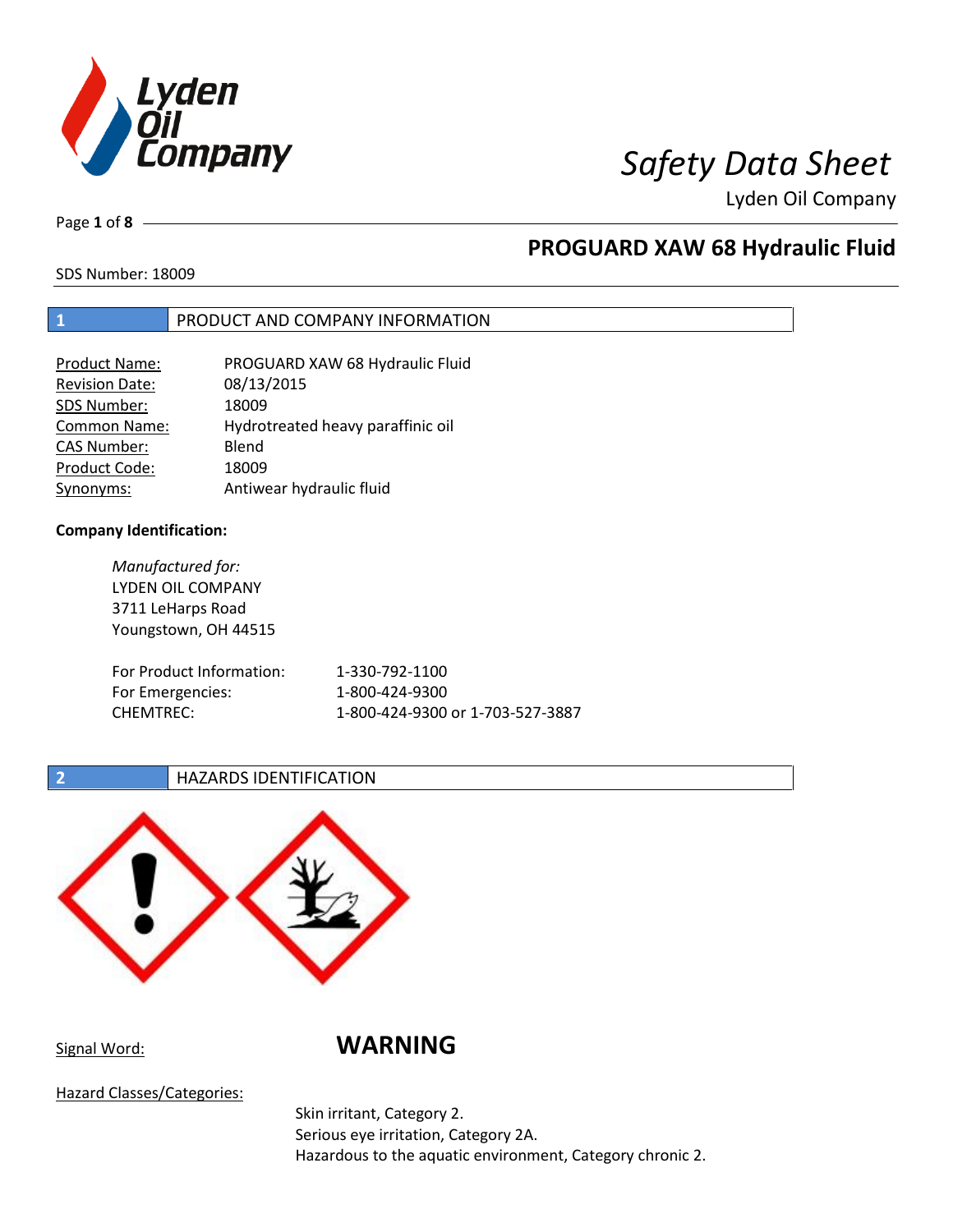# Safety Data Sheet

Lyden Oil Company

## PROGUARD XAW 68 Hydraulic Fluid

SDS Number: 18009

## 1 PRODUCT AND COMPANY INFORMATION

| | |
|---|---|
| Product Name: | PROGUARD XAW 68 Hydraulic Fluid |
| Revision Date: | 08/13/2015 |
| SDS Number: | 18009 |
| Common Name: | Hydrotreated heavy paraffinic oil |
| CAS Number: | Blend |
| Product Code: | 18009 |
| Synonyms: | Antiwear hydraulic fluid |

**Company Identification:**

*Manufactured for:*
LYDEN OIL COMPANY
3711 LeHarps Road
Youngstown, OH 44515

| | |
|---|---|
| For Product Information: | 1-330-792-1100 |
| For Emergencies: | 1-800-424-9300 |
| CHEMTREC: | 1-800-424-9300 or 1-703-527-3887 |

## 2 HAZARDS IDENTIFICATION

Signal Word: **WARNING**

Hazard Classes/Categories:

Skin irritant, Category 2.
Serious eye irritation, Category 2A.
Hazardous to the aquatic environment, Category chronic 2.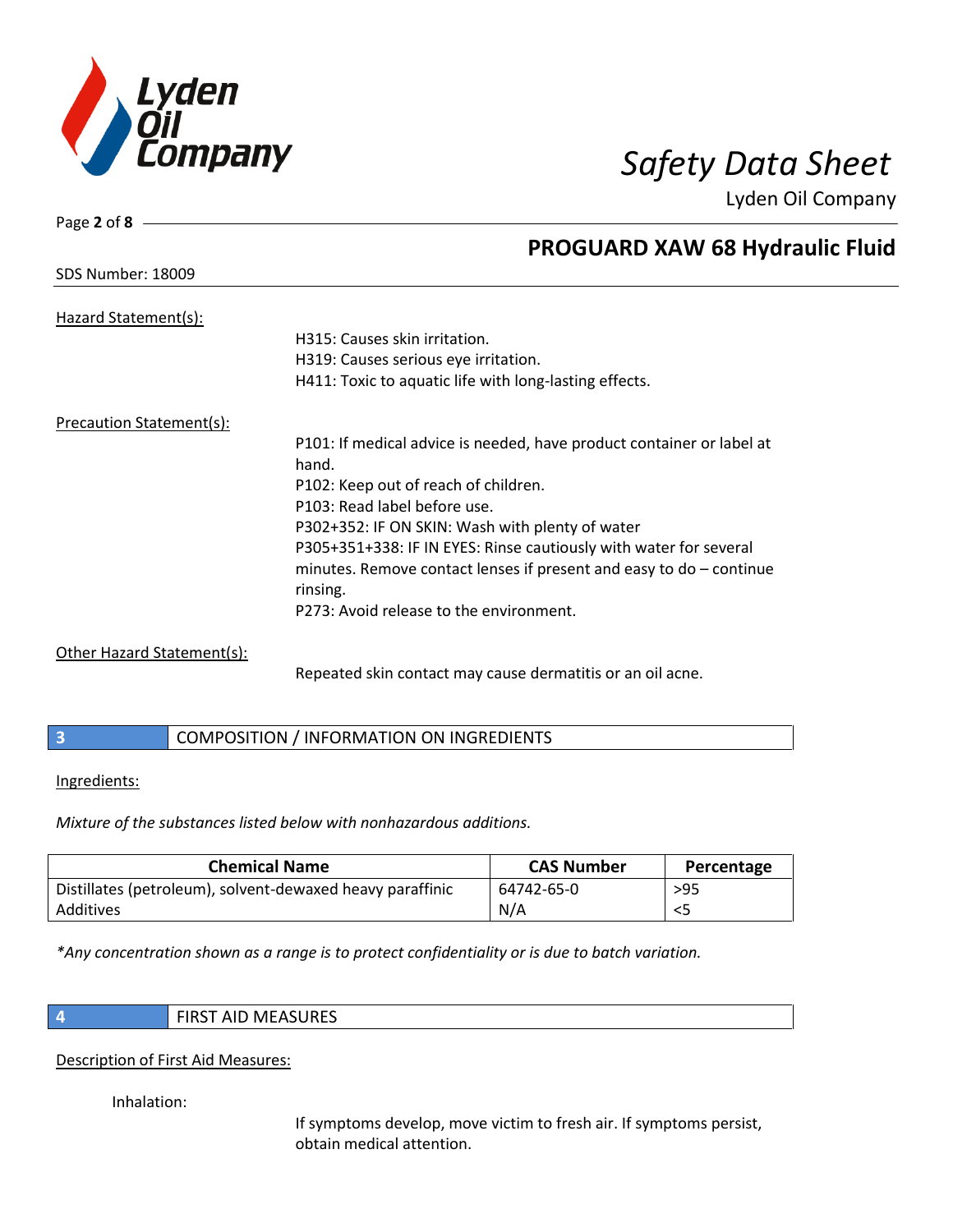Hazard Statement(s):

H315: Causes skin irritation.
H319: Causes serious eye irritation.
H411: Toxic to aquatic life with long-lasting effects.

Precaution Statement(s):

P101: If medical advice is needed, have product container or label at hand.
P102: Keep out of reach of children.
P103: Read label before use.
P302+352: IF ON SKIN: Wash with plenty of water
P305+351+338: IF IN EYES: Rinse cautiously with water for several minutes. Remove contact lenses if present and easy to do – continue rinsing.
P273: Avoid release to the environment.

Other Hazard Statement(s):

Repeated skin contact may cause dermatitis or an oil acne.

## 3 COMPOSITION / INFORMATION ON INGREDIENTS

Ingredients:

*Mixture of the substances listed below with nonhazardous additions.*

| Chemical Name | CAS Number | Percentage |
|---|---|---|
| Distillates (petroleum), solvent-dewaxed heavy paraffinic | 64742-65-0 | >95 |
| Additives | N/A | <5 |

*\*Any concentration shown as a range is to protect confidentiality or is due to batch variation.*

## 4 FIRST AID MEASURES

Description of First Aid Measures:

Inhalation:

If symptoms develop, move victim to fresh air. If symptoms persist, obtain medical attention.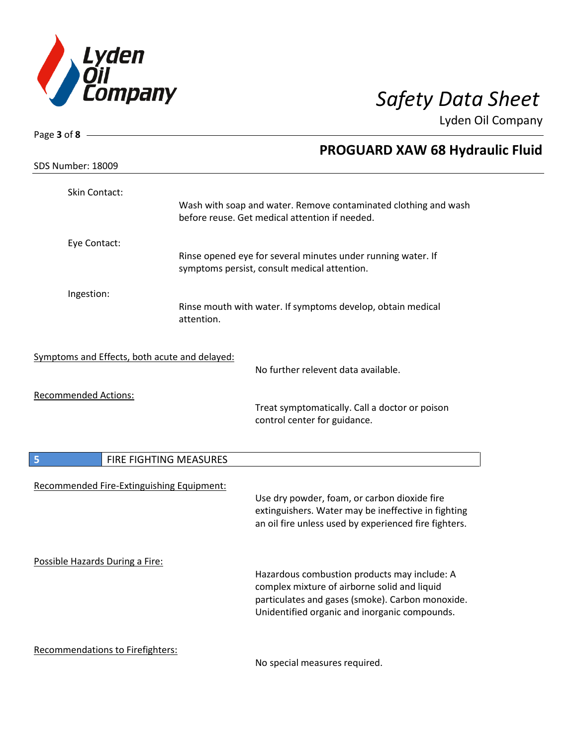Skin Contact:

Wash with soap and water. Remove contaminated clothing and wash before reuse. Get medical attention if needed.

Eye Contact:

Rinse opened eye for several minutes under running water. If symptoms persist, consult medical attention.

Ingestion:

Rinse mouth with water. If symptoms develop, obtain medical attention.

Symptoms and Effects, both acute and delayed:

No further relevent data available.

Recommended Actions:

Treat symptomatically. Call a doctor or poison control center for guidance.

## 5 FIRE FIGHTING MEASURES

Recommended Fire-Extinguishing Equipment:

Use dry powder, foam, or carbon dioxide fire extinguishers. Water may be ineffective in fighting an oil fire unless used by experienced fire fighters.

Possible Hazards During a Fire:

Hazardous combustion products may include: A complex mixture of airborne solid and liquid particulates and gases (smoke). Carbon monoxide. Unidentified organic and inorganic compounds.

Recommendations to Firefighters:

No special measures required.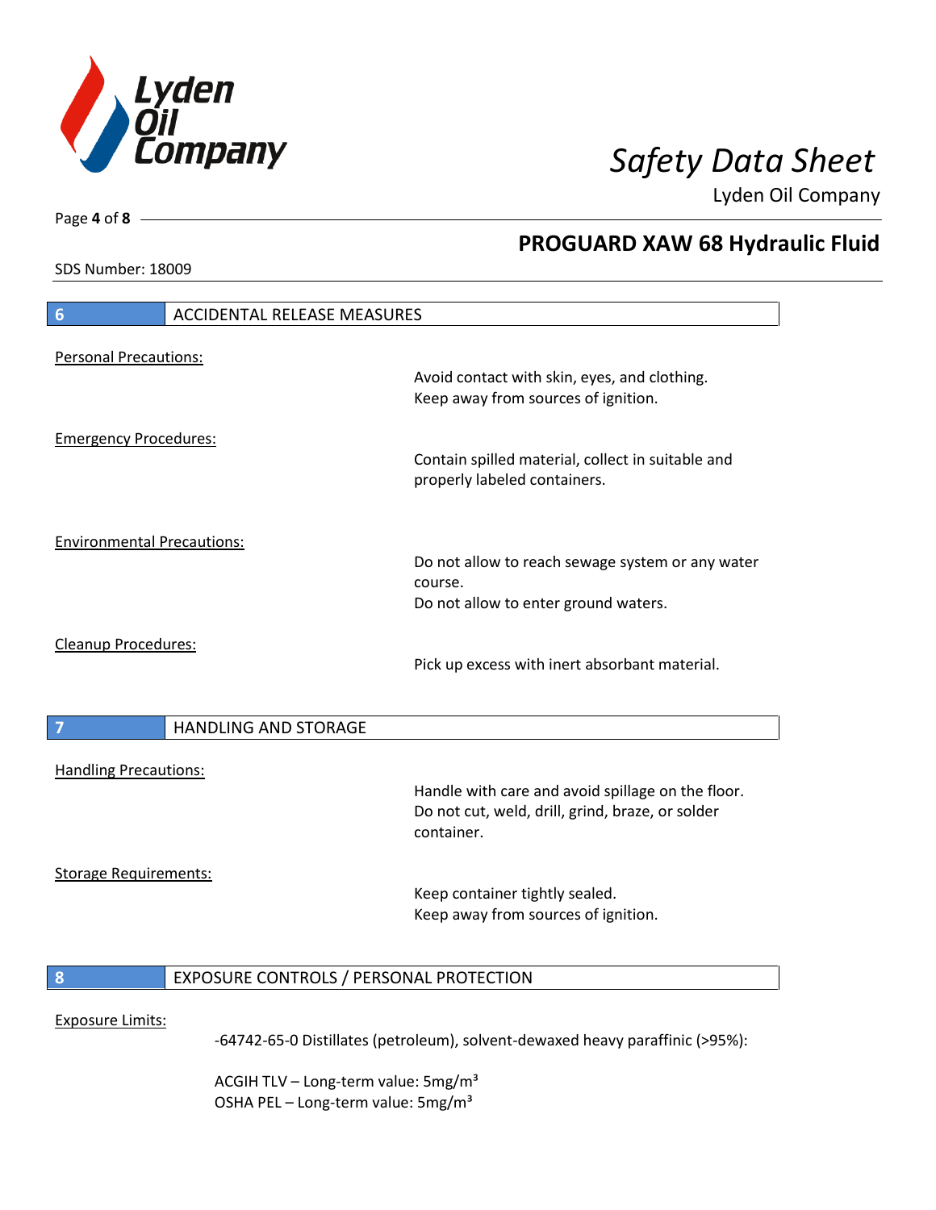## 6 ACCIDENTAL RELEASE MEASURES

Personal Precautions:

Avoid contact with skin, eyes, and clothing.
Keep away from sources of ignition.

Emergency Procedures:

Contain spilled material, collect in suitable and properly labeled containers.

Environmental Precautions:

Do not allow to reach sewage system or any water course.
Do not allow to enter ground waters.

Cleanup Procedures:

Pick up excess with inert absorbant material.

## 7 HANDLING AND STORAGE

Handling Precautions:

Handle with care and avoid spillage on the floor.
Do not cut, weld, drill, grind, braze, or solder container.

Storage Requirements:

Keep container tightly sealed.
Keep away from sources of ignition.

## 8 EXPOSURE CONTROLS / PERSONAL PROTECTION

Exposure Limits:

-64742-65-0 Distillates (petroleum), solvent-dewaxed heavy paraffinic (>95%):

ACGIH TLV – Long-term value: 5mg/m³
OSHA PEL – Long-term value: 5mg/m³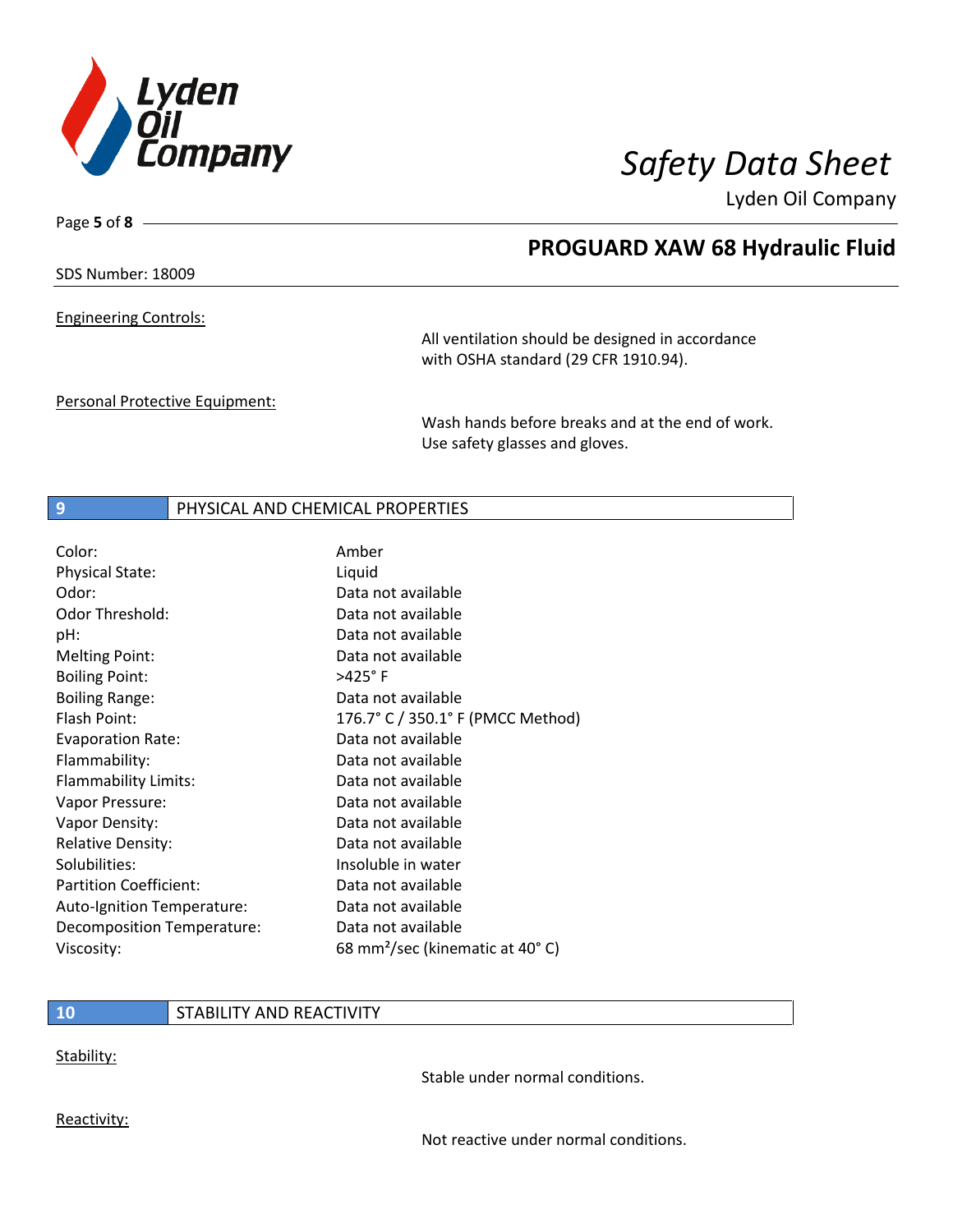SDS Number: 18009

Engineering Controls:

All ventilation should be designed in accordance with OSHA standard (29 CFR 1910.94).

Personal Protective Equipment:

Wash hands before breaks and at the end of work. Use safety glasses and gloves.

## 9 PHYSICAL AND CHEMICAL PROPERTIES

| | |
|---|---|
| Color: | Amber |
| Physical State: | Liquid |
| Odor: | Data not available |
| Odor Threshold: | Data not available |
| pH: | Data not available |
| Melting Point: | Data not available |
| Boiling Point: | >425° F |
| Boiling Range: | Data not available |
| Flash Point: | 176.7° C / 350.1° F (PMCC Method) |
| Evaporation Rate: | Data not available |
| Flammability: | Data not available |
| Flammability Limits: | Data not available |
| Vapor Pressure: | Data not available |
| Vapor Density: | Data not available |
| Relative Density: | Data not available |
| Solubilities: | Insoluble in water |
| Partition Coefficient: | Data not available |
| Auto-Ignition Temperature: | Data not available |
| Decomposition Temperature: | Data not available |
| Viscosity: | 68 $mm^2$/sec (kinematic at 40° C) |

## 10 STABILITY AND REACTIVITY

Stability:

Stable under normal conditions.

Reactivity:

Not reactive under normal conditions.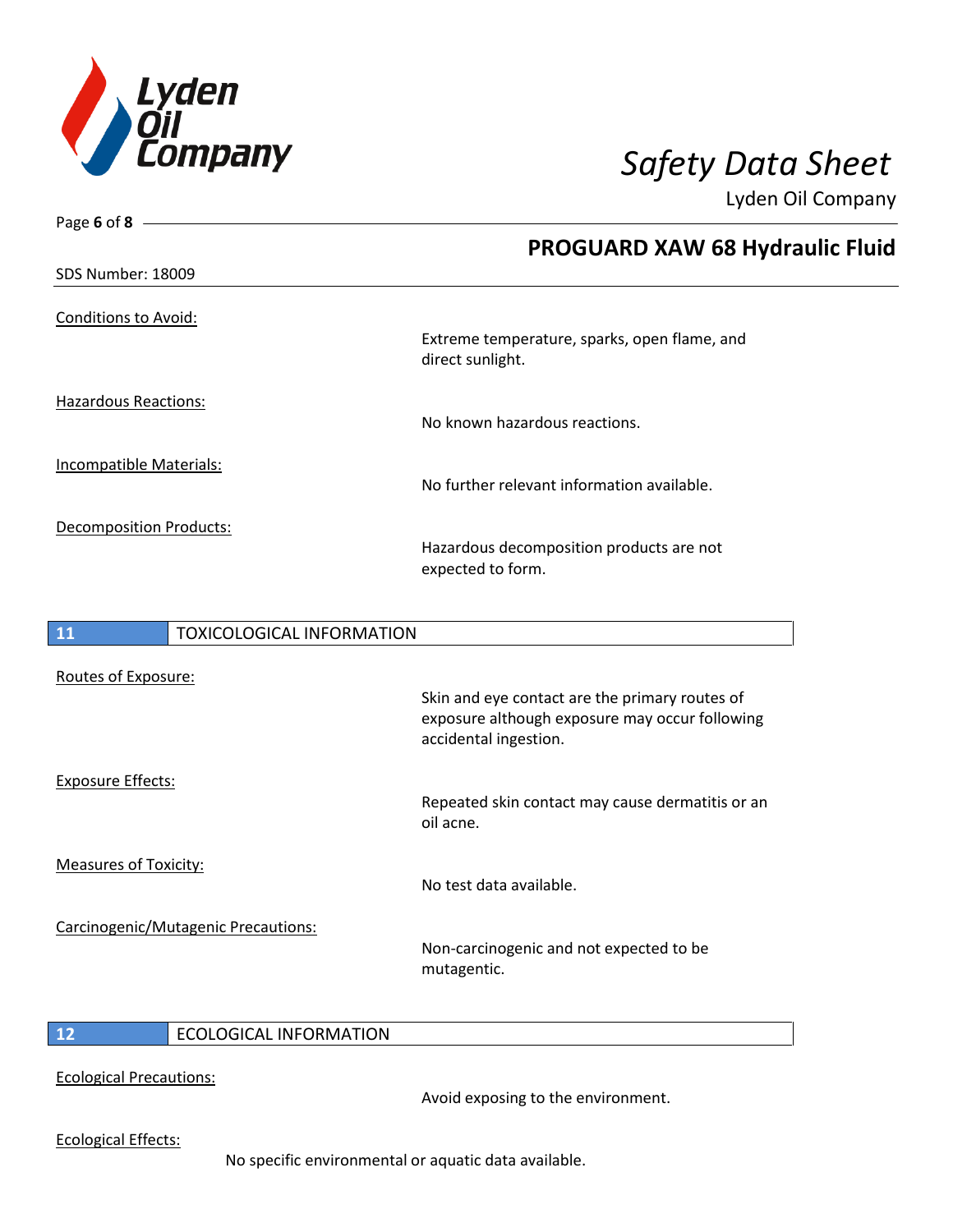Conditions to Avoid:

Extreme temperature, sparks, open flame, and direct sunlight.

Hazardous Reactions:

No known hazardous reactions.

Incompatible Materials:

No further relevant information available.

Decomposition Products:

Hazardous decomposition products are not expected to form.

## 11 TOXICOLOGICAL INFORMATION

Routes of Exposure:

Skin and eye contact are the primary routes of exposure although exposure may occur following accidental ingestion.

Exposure Effects:

Repeated skin contact may cause dermatitis or an oil acne.

Measures of Toxicity:

No test data available.

Carcinogenic/Mutagenic Precautions:

Non-carcinogenic and not expected to be mutagentic.

## 12 ECOLOGICAL INFORMATION

Ecological Precautions:

Avoid exposing to the environment.

Ecological Effects:

No specific environmental or aquatic data available.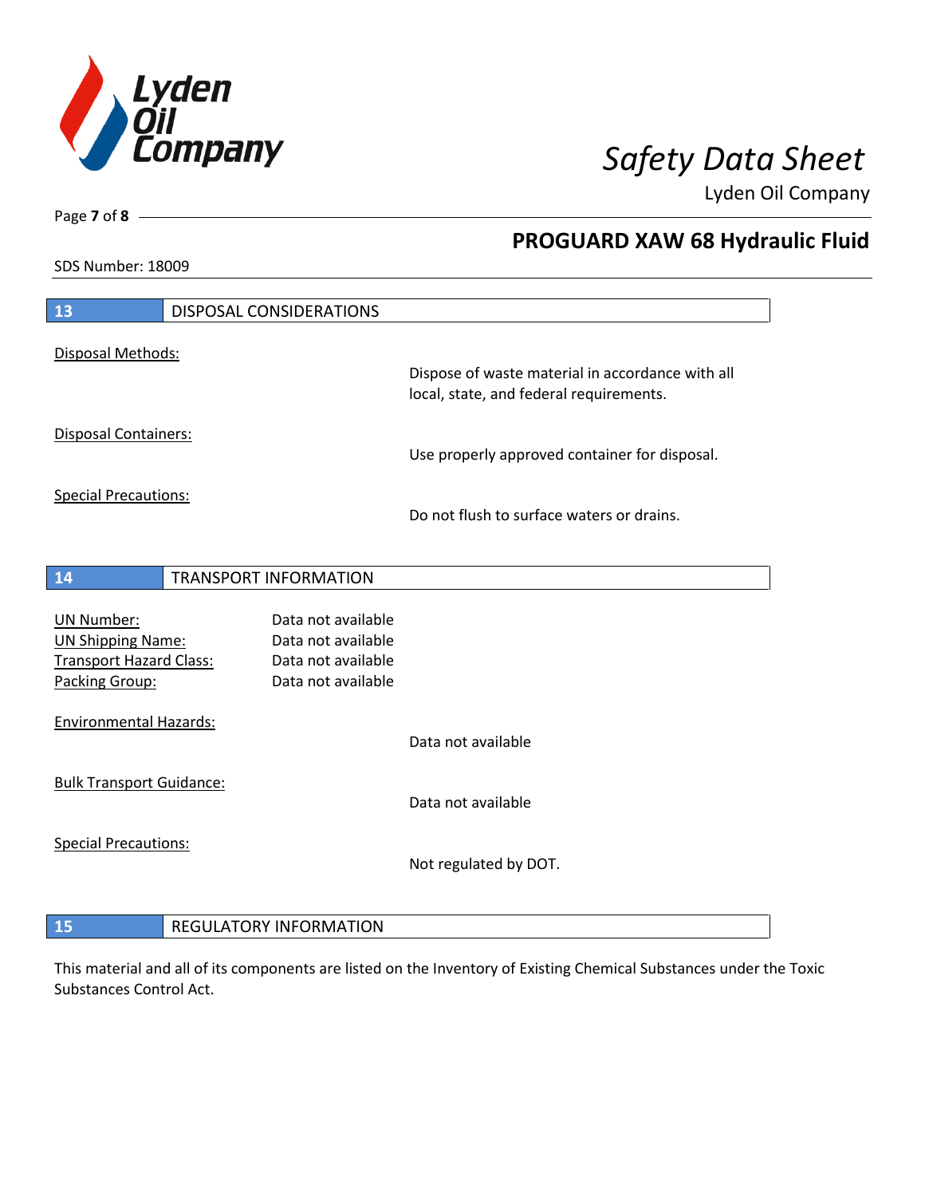## 13 DISPOSAL CONSIDERATIONS

Disposal Methods:

Dispose of waste material in accordance with all local, state, and federal requirements.

Disposal Containers:

Use properly approved container for disposal.

Special Precautions:

Do not flush to surface waters or drains.

## 14 TRANSPORT INFORMATION

| | |
|---|---|
| UN Number: | Data not available |
| UN Shipping Name: | Data not available |
| Transport Hazard Class: | Data not available |
| Packing Group: | Data not available |

Environmental Hazards:

Data not available

Bulk Transport Guidance:

Data not available

Special Precautions:

Not regulated by DOT.

## 15 REGULATORY INFORMATION

This material and all of its components are listed on the Inventory of Existing Chemical Substances under the Toxic Substances Control Act.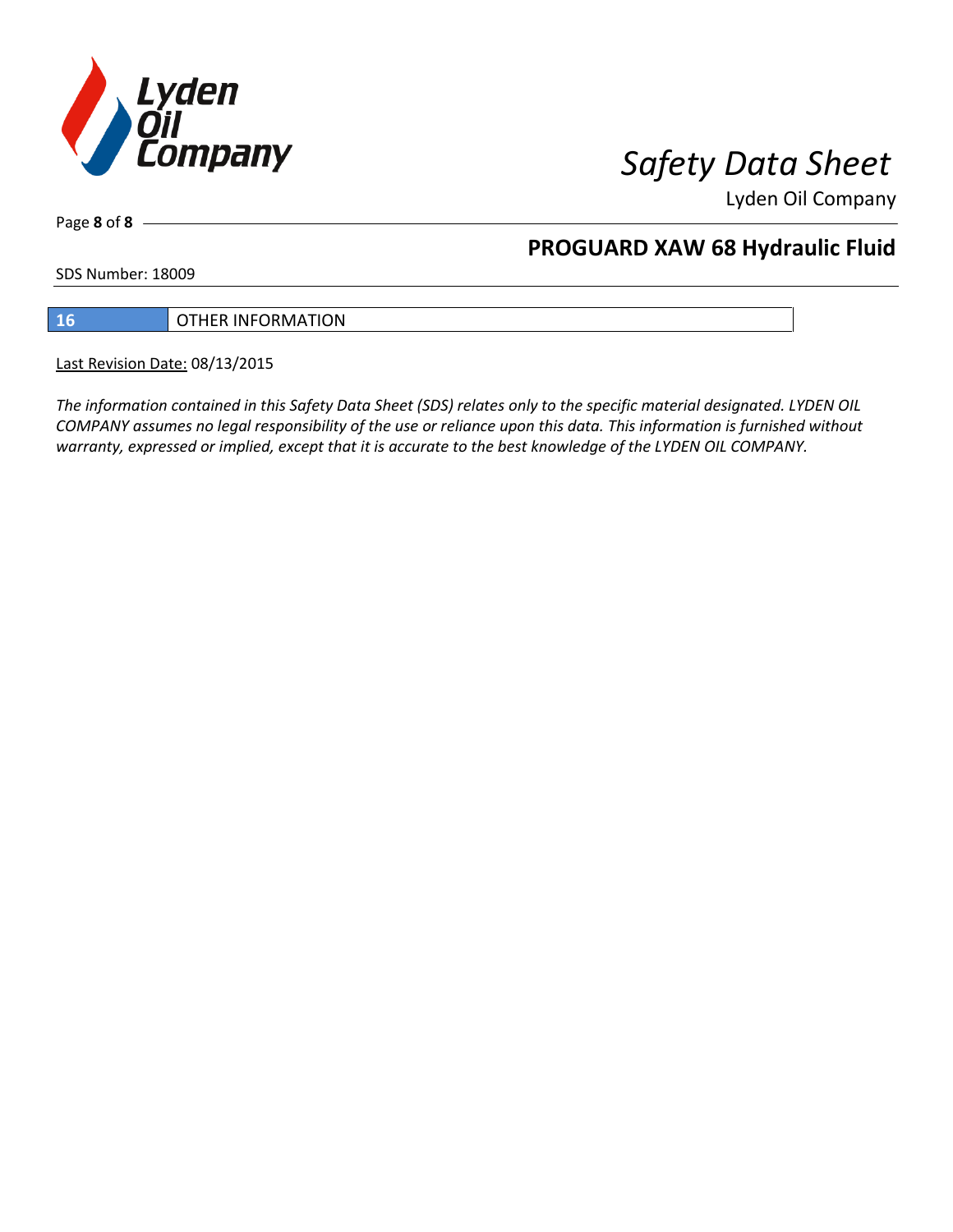## 16 OTHER INFORMATION

Last Revision Date: 08/13/2015

*The information contained in this Safety Data Sheet (SDS) relates only to the specific material designated. LYDEN OIL COMPANY assumes no legal responsibility of the use or reliance upon this data. This information is furnished without warranty, expressed or implied, except that it is accurate to the best knowledge of the LYDEN OIL COMPANY.*